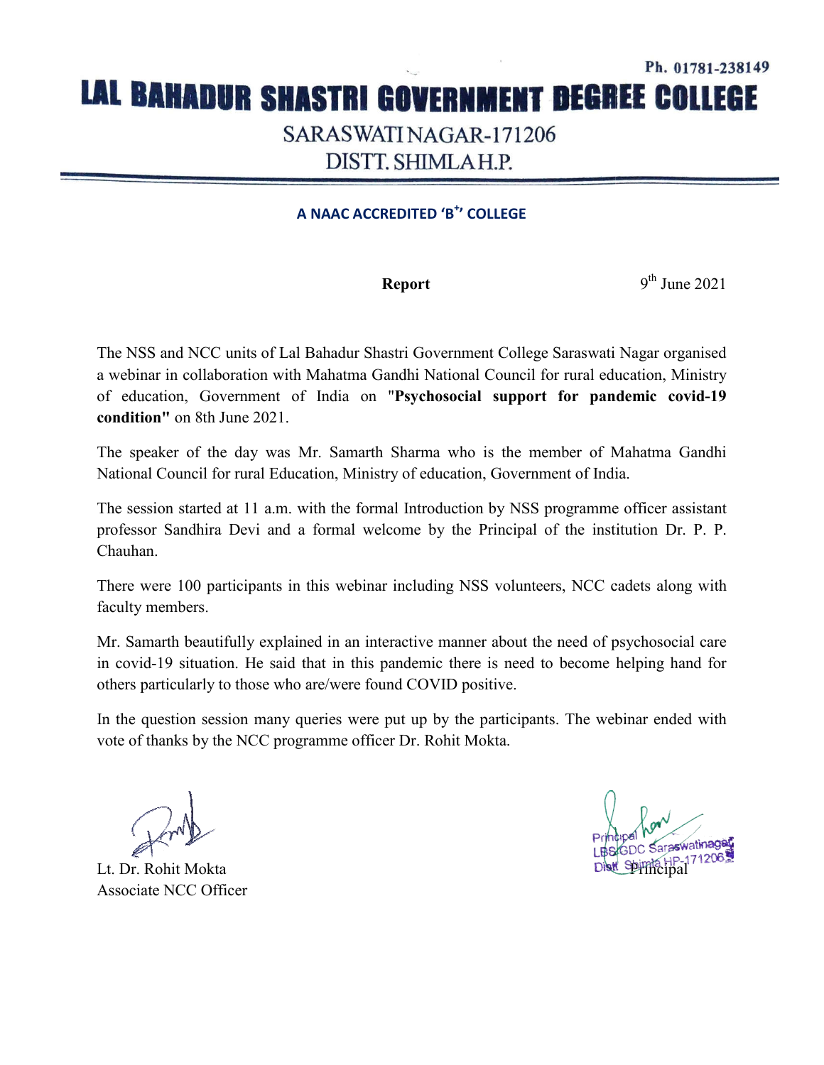Ph. 01781-238149

# LAL BAHADUR SHASTRI GOVERNMENT DEGREE COLLEGE

SARASWATI NAGAR-171206

DISTT. SHIMLA H.P.

**A NAAC ACCREDITED 'B$^{+}$' COLLEGE**

**Report** 9th June 2021

The NSS and NCC units of Lal Bahadur Shastri Government College Saraswati Nagar organised a webinar in collaboration with Mahatma Gandhi National Council for rural education, Ministry of education, Government of India on "**Psychosocial support for pandemic covid-19 condition"** on 8th June 2021.

The speaker of the day was Mr. Samarth Sharma who is the member of Mahatma Gandhi National Council for rural Education, Ministry of education, Government of India.

The session started at 11 a.m. with the formal Introduction by NSS programme officer assistant professor Sandhira Devi and a formal welcome by the Principal of the institution Dr. P. P. Chauhan.

There were 100 participants in this webinar including NSS volunteers, NCC cadets along with faculty members.

Mr. Samarth beautifully explained in an interactive manner about the need of psychosocial care in covid-19 situation. He said that in this pandemic there is need to become helping hand for others particularly to those who are/were found COVID positive.

In the question session many queries were put up by the participants. The webinar ended with vote of thanks by the NCC programme officer Dr. Rohit Mokta.

Lt. Dr. Rohit Mokta
Associate NCC Officer

Principal
LBSGDC Saraswatinagar
Distt Shimla HP-171206
Principal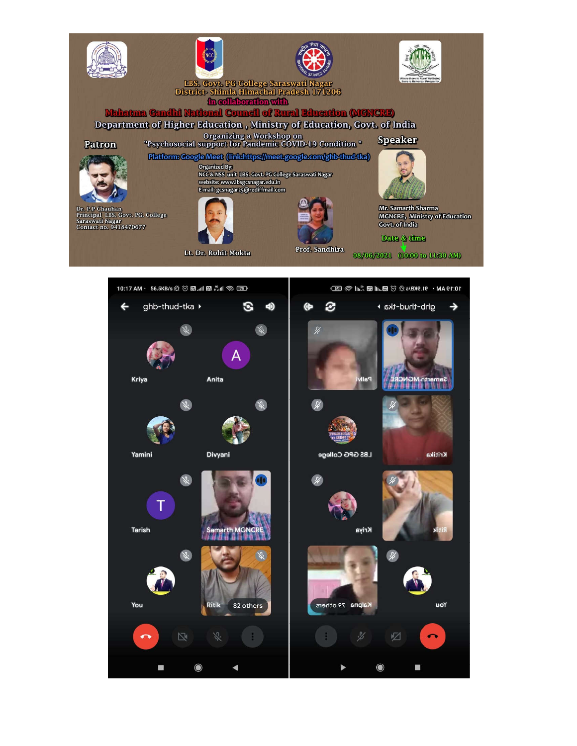LBS. Govt. PG College Saraswati Nagar
District- Shimla Himachal Pradesh 171206
in collaboration with
Mahatma Gandhi National Council of Rural Education (MGNCRE)
Department of Higher Education , Ministry of Education, Govt. of India

Organizing a Workshop on
"Psychosocial support for Pandemic COVID-19 Condition "
Platform: Google Meet (link:https://meet.google.com/ghb-thud-tka)

Organized By:
NCC & NSS unit LBS. Govt. PG College Saraswati Nagar
website: www.lbsgcsnagar.edu.in
E-mail: gcsnagar25@rediffmail.com

**Patron**

Dr. P.P Chauhan
Principal LBS. Govt. PG. College
Saraswati Nagar
Contact no. 9418470677

Lt. Dr. Rohit Mokta

Prof. Sandhira

**Speaker**

Mr. Samarth Sharma
MGNCRE, Ministry of Education
Govt. of India

Date & time
08/06/2021 (10:00 to 11:30 AM)